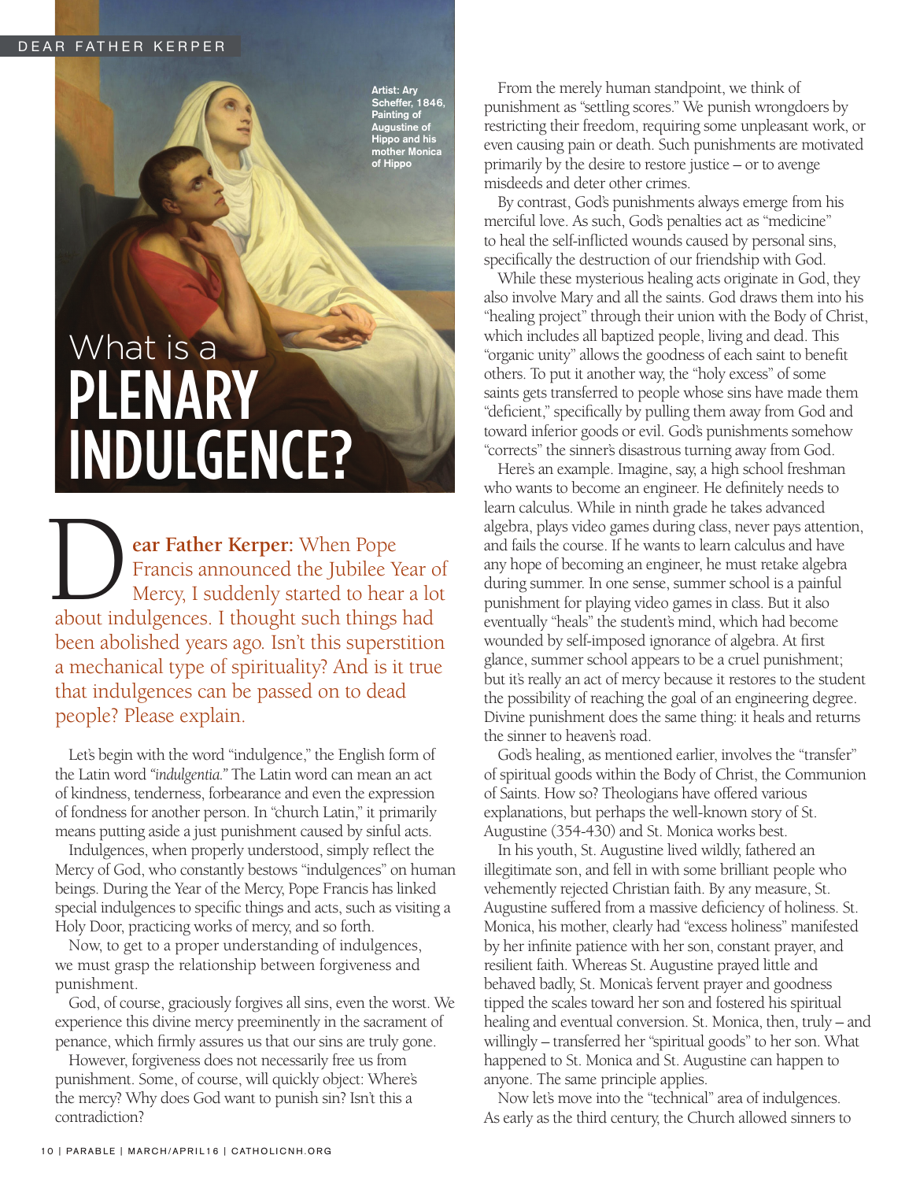Artist: Ary Scheffer, 1846, Painting of Augustine of Hippo and his mother Monica of Hippo

# What is a PLENARY INDULGENCE?

**Dear Father Kerper:** When Pope Francis announced the Jubilee Year of Mercy, I suddenly started to hear a lot about indulgences. I thought such things had been abolished years ago. Isn't this superstition a mechanical type of spirituality? And is it true that indulgences can be passed on to dead people? Please explain.

Let's begin with the word "indulgence," the English form of the Latin word *"indulgentia."* The Latin word can mean an act of kindness, tenderness, forbearance and even the expression of fondness for another person. In "church Latin," it primarily means putting aside a just punishment caused by sinful acts.

Indulgences, when properly understood, simply reflect the Mercy of God, who constantly bestows "indulgences" on human beings. During the Year of the Mercy, Pope Francis has linked special indulgences to specific things and acts, such as visiting a Holy Door, practicing works of mercy, and so forth.

Now, to get to a proper understanding of indulgences, we must grasp the relationship between forgiveness and punishment.

God, of course, graciously forgives all sins, even the worst. We experience this divine mercy preeminently in the sacrament of penance, which firmly assures us that our sins are truly gone.

However, forgiveness does not necessarily free us from punishment. Some, of course, will quickly object: Where's the mercy? Why does God want to punish sin? Isn't this a contradiction?

From the merely human standpoint, we think of punishment as "settling scores." We punish wrongdoers by restricting their freedom, requiring some unpleasant work, or even causing pain or death. Such punishments are motivated primarily by the desire to restore justice – or to avenge misdeeds and deter other crimes.

By contrast, God's punishments always emerge from his merciful love. As such, God's penalties act as "medicine" to heal the self-inflicted wounds caused by personal sins, specifically the destruction of our friendship with God.

While these mysterious healing acts originate in God, they also involve Mary and all the saints. God draws them into his "healing project" through their union with the Body of Christ, which includes all baptized people, living and dead. This "organic unity" allows the goodness of each saint to benefit others. To put it another way, the "holy excess" of some saints gets transferred to people whose sins have made them "deficient," specifically by pulling them away from God and toward inferior goods or evil. God's punishments somehow "corrects" the sinner's disastrous turning away from God.

Here's an example. Imagine, say, a high school freshman who wants to become an engineer. He definitely needs to learn calculus. While in ninth grade he takes advanced algebra, plays video games during class, never pays attention, and fails the course. If he wants to learn calculus and have any hope of becoming an engineer, he must retake algebra during summer. In one sense, summer school is a painful punishment for playing video games in class. But it also eventually "heals" the student's mind, which had become wounded by self-imposed ignorance of algebra. At first glance, summer school appears to be a cruel punishment; but it's really an act of mercy because it restores to the student the possibility of reaching the goal of an engineering degree. Divine punishment does the same thing: it heals and returns the sinner to heaven's road.

God's healing, as mentioned earlier, involves the "transfer" of spiritual goods within the Body of Christ, the Communion of Saints. How so? Theologians have offered various explanations, but perhaps the well-known story of St. Augustine (354-430) and St. Monica works best.

In his youth, St. Augustine lived wildly, fathered an illegitimate son, and fell in with some brilliant people who vehemently rejected Christian faith. By any measure, St. Augustine suffered from a massive deficiency of holiness. St. Monica, his mother, clearly had "excess holiness" manifested by her infinite patience with her son, constant prayer, and resilient faith. Whereas St. Augustine prayed little and behaved badly, St. Monica's fervent prayer and goodness tipped the scales toward her son and fostered his spiritual healing and eventual conversion. St. Monica, then, truly – and willingly – transferred her "spiritual goods" to her son. What happened to St. Monica and St. Augustine can happen to anyone. The same principle applies.

Now let's move into the "technical" area of indulgences. As early as the third century, the Church allowed sinners to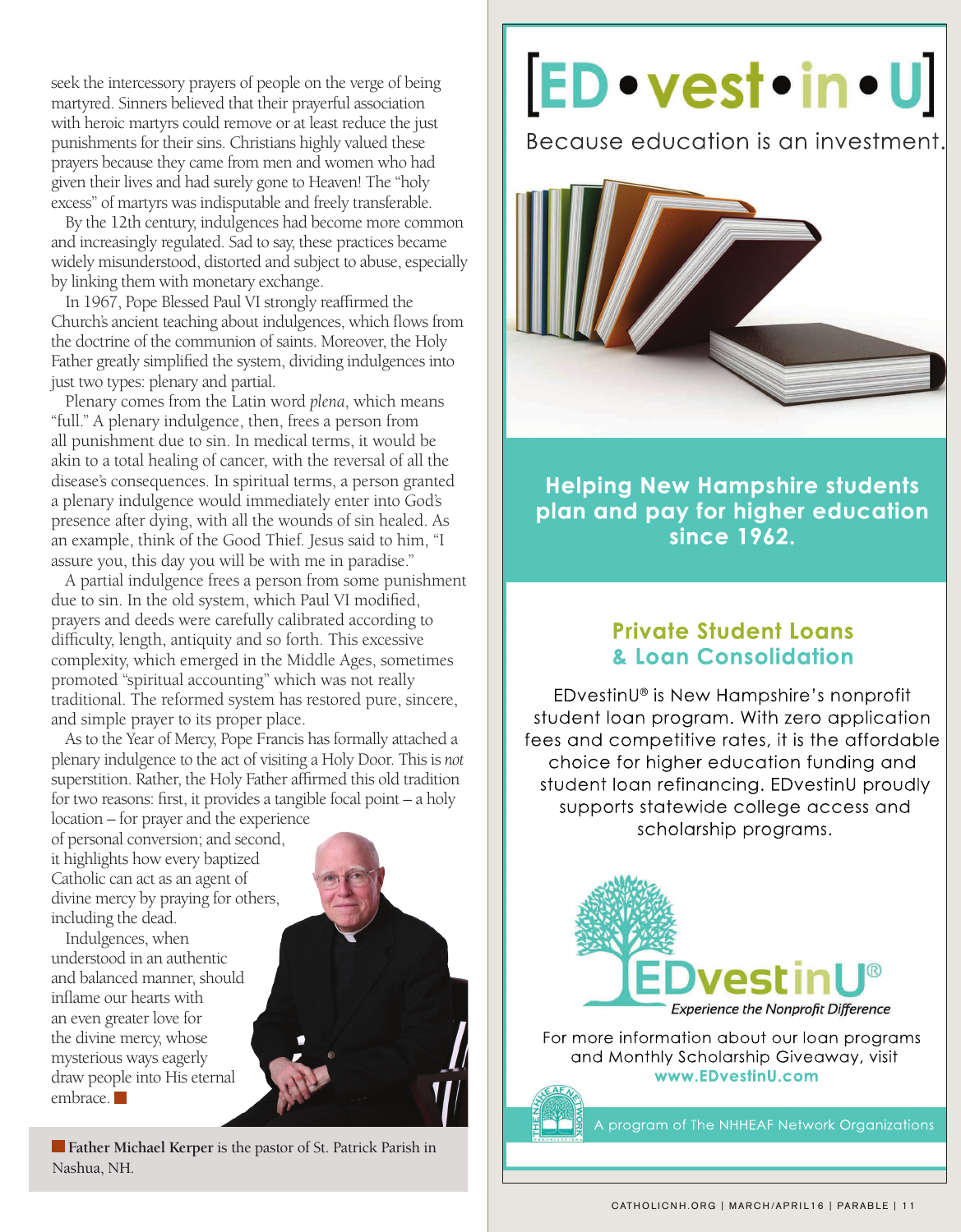seek the intercessory prayers of people on the verge of being martyred. Sinners believed that their prayerful association with heroic martyrs could remove or at least reduce the just punishments for their sins. Christians highly valued these prayers because they came from men and women who had given their lives and had surely gone to Heaven! The "holy excess" of martyrs was indisputable and freely transferable.

By the 12th century, indulgences had become more common and increasingly regulated. Sad to say, these practices became widely misunderstood, distorted and subject to abuse, especially by linking them with monetary exchange.

In 1967, Pope Blessed Paul VI strongly reaffirmed the Church's ancient teaching about indulgences, which flows from the doctrine of the communion of saints. Moreover, the Holy Father greatly simplified the system, dividing indulgences into just two types: plenary and partial.

Plenary comes from the Latin word *plena*, which means "full." A plenary indulgence, then, frees a person from all punishment due to sin. In medical terms, it would be akin to a total healing of cancer, with the reversal of all the disease's consequences. In spiritual terms, a person granted a plenary indulgence would immediately enter into God's presence after dying, with all the wounds of sin healed. As an example, think of the Good Thief. Jesus said to him, "I assure you, this day you will be with me in paradise."

A partial indulgence frees a person from some punishment due to sin. In the old system, which Paul VI modified, prayers and deeds were carefully calibrated according to difficulty, length, antiquity and so forth. This excessive complexity, which emerged in the Middle Ages, sometimes promoted "spiritual accounting" which was not really traditional. The reformed system has restored pure, sincere, and simple prayer to its proper place.

As to the Year of Mercy, Pope Francis has formally attached a plenary indulgence to the act of visiting a Holy Door. This is *not* superstition. Rather, the Holy Father affirmed this old tradition for two reasons: first, it provides a tangible focal point – a holy location – for prayer and the experience of personal conversion; and second, it highlights how every baptized Catholic can act as an agent of divine mercy by praying for others, including the dead.

Indulgences, when understood in an authentic and balanced manner, should inflame our hearts with an even greater love for the divine mercy, whose mysterious ways eagerly draw people into His eternal embrace. ■

■ **Father Michael Kerper** is the pastor of St. Patrick Parish in Nashua, NH.

---

# [ED • vest • in • U]

Because education is an investment.

**Helping New Hampshire students plan and pay for higher education since 1962.**

## Private Student Loans & Loan Consolidation

EDvestinU® is New Hampshire's nonprofit student loan program. With zero application fees and competitive rates, it is the affordable choice for higher education funding and student loan refinancing. EDvestinU proudly supports statewide college access and scholarship programs.

EDvestinU®
*Experience the Nonprofit Difference*

For more information about our loan programs and Monthly Scholarship Giveaway, visit **www.EDvestinU.com**

A program of The NHHEAF Network Organizations